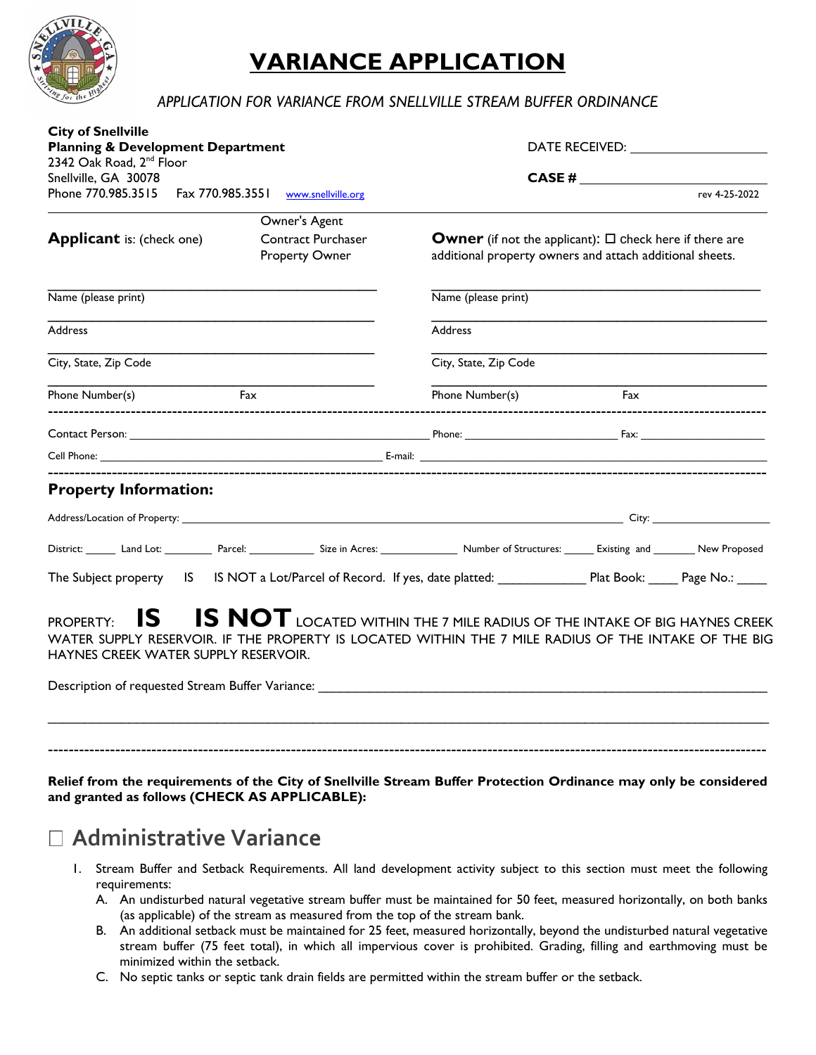# VARIANCE APPLICATION

*APPLICATION FOR VARIANCE FROM SNELLVILLE STREAM BUFFER ORDINANCE*

**City of Snellville**
**Planning & Development Department**
2342 Oak Road, 2nd Floor
Snellville, GA 30078
Phone 770.985.3515 Fax 770.985.3551 www.snellville.org

DATE RECEIVED: ____________________

**CASE #** ____________________

rev 4-25-2022

**Applicant** is: (check one) Owner's Agent / Contract Purchaser / Property Owner

**Owner** (if not the applicant): ☐ check here if there are additional property owners and attach additional sheets.

| Applicant | Owner |
|---|---|
| Name (please print) | Name (please print) |
| Address | Address |
| City, State, Zip Code | City, State, Zip Code |
| Phone Number(s) Fax | Phone Number(s) Fax |

Contact Person: ____________________ Phone: ____________ Fax: ____________

Cell Phone: ____________________ E-mail: ____________________

## Property Information:

Address/Location of Property: ____________________ City: ____________

District: _____ Land Lot: ________ Parcel: ___________ Size in Acres: _____________ Number of Structures: _____ Existing and _______ New Proposed

The Subject property IS IS NOT a Lot/Parcel of Record. If yes, date platted: ____________ Plat Book: ____ Page No.: ____

PROPERTY: **IS** **IS NOT** LOCATED WITHIN THE 7 MILE RADIUS OF THE INTAKE OF BIG HAYNES CREEK WATER SUPPLY RESERVOIR. IF THE PROPERTY IS LOCATED WITHIN THE 7 MILE RADIUS OF THE INTAKE OF THE BIG HAYNES CREEK WATER SUPPLY RESERVOIR.

Description of requested Stream Buffer Variance: ____________________

**Relief from the requirements of the City of Snellville Stream Buffer Protection Ordinance may only be considered and granted as follows (CHECK AS APPLICABLE):**

## ☐ Administrative Variance

1. Stream Buffer and Setback Requirements. All land development activity subject to this section must meet the following requirements:
   A. An undisturbed natural vegetative stream buffer must be maintained for 50 feet, measured horizontally, on both banks (as applicable) of the stream as measured from the top of the stream bank.
   B. An additional setback must be maintained for 25 feet, measured horizontally, beyond the undisturbed natural vegetative stream buffer (75 feet total), in which all impervious cover is prohibited. Grading, filling and earthmoving must be minimized within the setback.
   C. No septic tanks or septic tank drain fields are permitted within the stream buffer or the setback.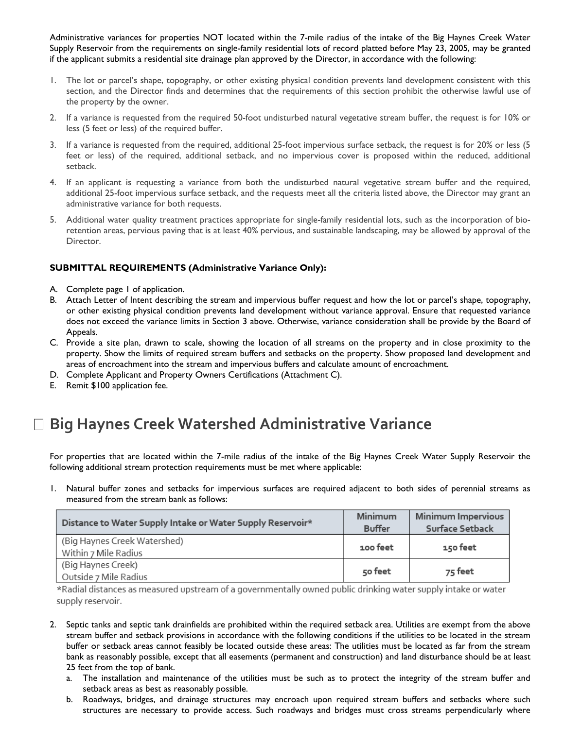Administrative variances for properties NOT located within the 7-mile radius of the intake of the Big Haynes Creek Water Supply Reservoir from the requirements on single-family residential lots of record platted before May 23, 2005, may be granted if the applicant submits a residential site drainage plan approved by the Director, in accordance with the following:

1. The lot or parcel's shape, topography, or other existing physical condition prevents land development consistent with this section, and the Director finds and determines that the requirements of this section prohibit the otherwise lawful use of the property by the owner.
2. If a variance is requested from the required 50-foot undisturbed natural vegetative stream buffer, the request is for 10% or less (5 feet or less) of the required buffer.
3. If a variance is requested from the required, additional 25-foot impervious surface setback, the request is for 20% or less (5 feet or less) of the required, additional setback, and no impervious cover is proposed within the reduced, additional setback.
4. If an applicant is requesting a variance from both the undisturbed natural vegetative stream buffer and the required, additional 25-foot impervious surface setback, and the requests meet all the criteria listed above, the Director may grant an administrative variance for both requests.
5. Additional water quality treatment practices appropriate for single-family residential lots, such as the incorporation of bio-retention areas, pervious paving that is at least 40% pervious, and sustainable landscaping, may be allowed by approval of the Director.

**SUBMITTAL REQUIREMENTS (Administrative Variance Only):**

A. Complete page 1 of application.
B. Attach Letter of Intent describing the stream and impervious buffer request and how the lot or parcel's shape, topography, or other existing physical condition prevents land development without variance approval. Ensure that requested variance does not exceed the variance limits in Section 3 above. Otherwise, variance consideration shall be provide by the Board of Appeals.
C. Provide a site plan, drawn to scale, showing the location of all streams on the property and in close proximity to the property. Show the limits of required stream buffers and setbacks on the property. Show proposed land development and areas of encroachment into the stream and impervious buffers and calculate amount of encroachment.
D. Complete Applicant and Property Owners Certifications (Attachment C).
E. Remit $100 application fee.

## ☐ Big Haynes Creek Watershed Administrative Variance

For properties that are located within the 7-mile radius of the intake of the Big Haynes Creek Water Supply Reservoir the following additional stream protection requirements must be met where applicable:

1. Natural buffer zones and setbacks for impervious surfaces are required adjacent to both sides of perennial streams as measured from the stream bank as follows:

| Distance to Water Supply Intake or Water Supply Reservoir* | Minimum Buffer | Minimum Impervious Surface Setback |
|---|---|---|
| (Big Haynes Creek Watershed) Within 7 Mile Radius | 100 feet | 150 feet |
| (Big Haynes Creek) Outside 7 Mile Radius | 50 feet | 75 feet |

*Radial distances as measured upstream of a governmentally owned public drinking water supply intake or water supply reservoir.

2. Septic tanks and septic tank drainfields are prohibited within the required setback area. Utilities are exempt from the above stream buffer and setback provisions in accordance with the following conditions if the utilities to be located in the stream buffer or setback areas cannot feasibly be located outside these areas: The utilities must be located as far from the stream bank as reasonably possible, except that all easements (permanent and construction) and land disturbance should be at least 25 feet from the top of bank.
   a. The installation and maintenance of the utilities must be such as to protect the integrity of the stream buffer and setback areas as best as reasonably possible.
   b. Roadways, bridges, and drainage structures may encroach upon required stream buffers and setbacks where such structures are necessary to provide access. Such roadways and bridges must cross streams perpendicularly where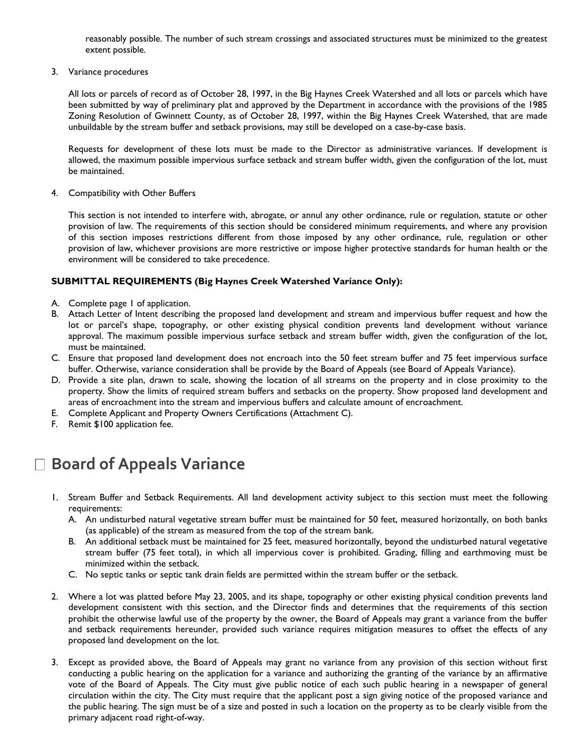reasonably possible. The number of such stream crossings and associated structures must be minimized to the greatest extent possible.

3. Variance procedures

   All lots or parcels of record as of October 28, 1997, in the Big Haynes Creek Watershed and all lots or parcels which have been submitted by way of preliminary plat and approved by the Department in accordance with the provisions of the 1985 Zoning Resolution of Gwinnett County, as of October 28, 1997, within the Big Haynes Creek Watershed, that are made unbuildable by the stream buffer and setback provisions, may still be developed on a case-by-case basis.

   Requests for development of these lots must be made to the Director as administrative variances. If development is allowed, the maximum possible impervious surface setback and stream buffer width, given the configuration of the lot, must be maintained.

4. Compatibility with Other Buffers

   This section is not intended to interfere with, abrogate, or annul any other ordinance, rule or regulation, statute or other provision of law. The requirements of this section should be considered minimum requirements, and where any provision of this section imposes restrictions different from those imposed by any other ordinance, rule, regulation or other provision of law, whichever provisions are more restrictive or impose higher protective standards for human health or the environment will be considered to take precedence.

**SUBMITTAL REQUIREMENTS (Big Haynes Creek Watershed Variance Only):**

A. Complete page 1 of application.
B. Attach Letter of Intent describing the proposed land development and stream and impervious buffer request and how the lot or parcel's shape, topography, or other existing physical condition prevents land development without variance approval. The maximum possible impervious surface setback and stream buffer width, given the configuration of the lot, must be maintained.
C. Ensure that proposed land development does not encroach into the 50 feet stream buffer and 75 feet impervious surface buffer. Otherwise, variance consideration shall be provide by the Board of Appeals (see Board of Appeals Variance).
D. Provide a site plan, drawn to scale, showing the location of all streams on the property and in close proximity to the property. Show the limits of required stream buffers and setbacks on the property. Show proposed land development and areas of encroachment into the stream and impervious buffers and calculate amount of encroachment.
E. Complete Applicant and Property Owners Certifications (Attachment C).
F. Remit $100 application fee.

## ☐ Board of Appeals Variance

1. Stream Buffer and Setback Requirements. All land development activity subject to this section must meet the following requirements:
   A. An undisturbed natural vegetative stream buffer must be maintained for 50 feet, measured horizontally, on both banks (as applicable) of the stream as measured from the top of the stream bank.
   B. An additional setback must be maintained for 25 feet, measured horizontally, beyond the undisturbed natural vegetative stream buffer (75 feet total), in which all impervious cover is prohibited. Grading, filling and earthmoving must be minimized within the setback.
   C. No septic tanks or septic tank drain fields are permitted within the stream buffer or the setback.

2. Where a lot was platted before May 23, 2005, and its shape, topography or other existing physical condition prevents land development consistent with this section, and the Director finds and determines that the requirements of this section prohibit the otherwise lawful use of the property by the owner, the Board of Appeals may grant a variance from the buffer and setback requirements hereunder, provided such variance requires mitigation measures to offset the effects of any proposed land development on the lot.

3. Except as provided above, the Board of Appeals may grant no variance from any provision of this section without first conducting a public hearing on the application for a variance and authorizing the granting of the variance by an affirmative vote of the Board of Appeals. The City must give public notice of each such public hearing in a newspaper of general circulation within the city. The City must require that the applicant post a sign giving notice of the proposed variance and the public hearing. The sign must be of a size and posted in such a location on the property as to be clearly visible from the primary adjacent road right-of-way.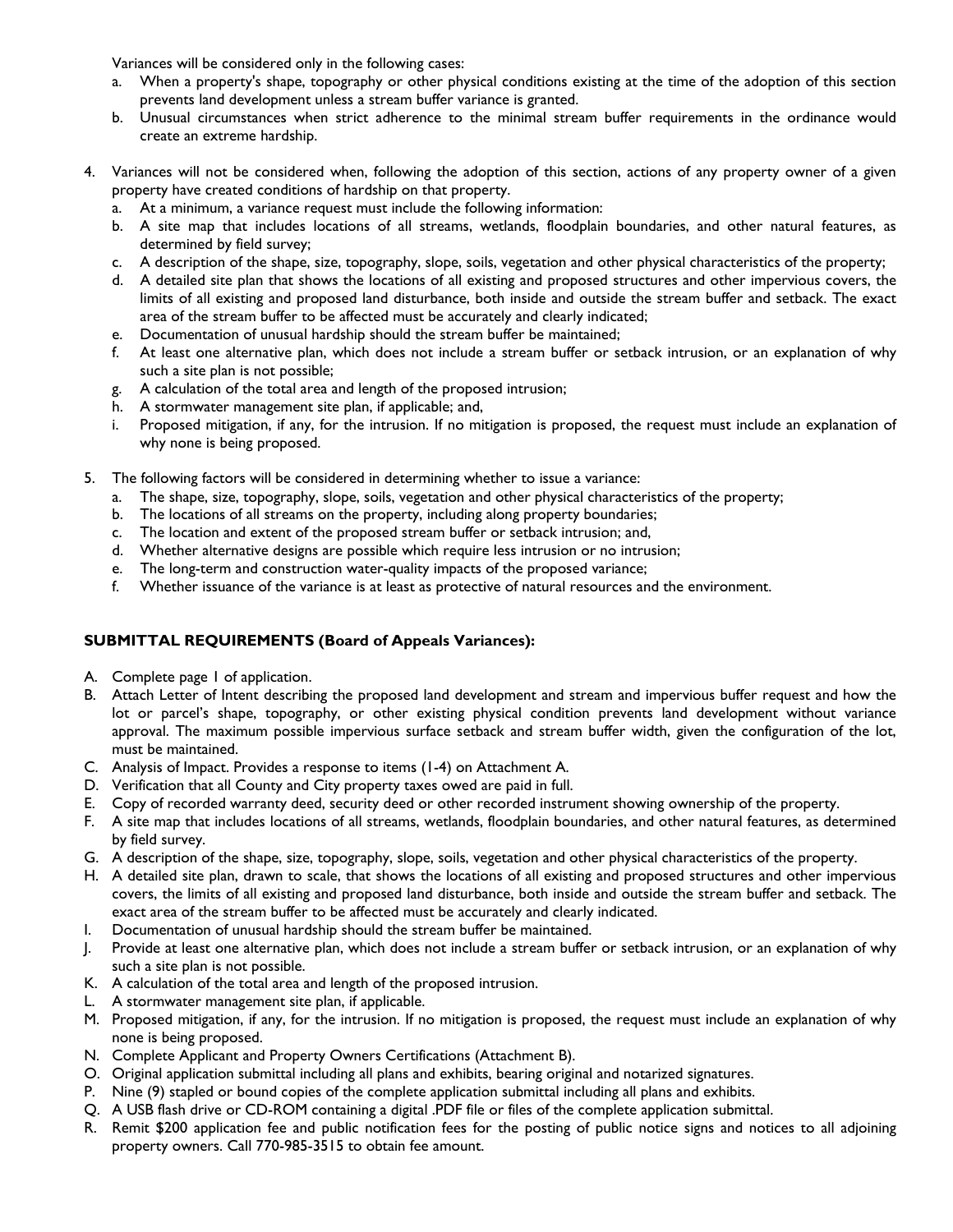Variances will be considered only in the following cases:

a. When a property's shape, topography or other physical conditions existing at the time of the adoption of this section prevents land development unless a stream buffer variance is granted.
b. Unusual circumstances when strict adherence to the minimal stream buffer requirements in the ordinance would create an extreme hardship.

4. Variances will not be considered when, following the adoption of this section, actions of any property owner of a given property have created conditions of hardship on that property.
   a. At a minimum, a variance request must include the following information:
   b. A site map that includes locations of all streams, wetlands, floodplain boundaries, and other natural features, as determined by field survey;
   c. A description of the shape, size, topography, slope, soils, vegetation and other physical characteristics of the property;
   d. A detailed site plan that shows the locations of all existing and proposed structures and other impervious covers, the limits of all existing and proposed land disturbance, both inside and outside the stream buffer and setback. The exact area of the stream buffer to be affected must be accurately and clearly indicated;
   e. Documentation of unusual hardship should the stream buffer be maintained;
   f. At least one alternative plan, which does not include a stream buffer or setback intrusion, or an explanation of why such a site plan is not possible;
   g. A calculation of the total area and length of the proposed intrusion;
   h. A stormwater management site plan, if applicable; and,
   i. Proposed mitigation, if any, for the intrusion. If no mitigation is proposed, the request must include an explanation of why none is being proposed.

5. The following factors will be considered in determining whether to issue a variance:
   a. The shape, size, topography, slope, soils, vegetation and other physical characteristics of the property;
   b. The locations of all streams on the property, including along property boundaries;
   c. The location and extent of the proposed stream buffer or setback intrusion; and,
   d. Whether alternative designs are possible which require less intrusion or no intrusion;
   e. The long-term and construction water-quality impacts of the proposed variance;
   f. Whether issuance of the variance is at least as protective of natural resources and the environment.

**SUBMITTAL REQUIREMENTS (Board of Appeals Variances):**

A. Complete page 1 of application.
B. Attach Letter of Intent describing the proposed land development and stream and impervious buffer request and how the lot or parcel's shape, topography, or other existing physical condition prevents land development without variance approval. The maximum possible impervious surface setback and stream buffer width, given the configuration of the lot, must be maintained.
C. Analysis of Impact. Provides a response to items (1-4) on Attachment A.
D. Verification that all County and City property taxes owed are paid in full.
E. Copy of recorded warranty deed, security deed or other recorded instrument showing ownership of the property.
F. A site map that includes locations of all streams, wetlands, floodplain boundaries, and other natural features, as determined by field survey.
G. A description of the shape, size, topography, slope, soils, vegetation and other physical characteristics of the property.
H. A detailed site plan, drawn to scale, that shows the locations of all existing and proposed structures and other impervious covers, the limits of all existing and proposed land disturbance, both inside and outside the stream buffer and setback. The exact area of the stream buffer to be affected must be accurately and clearly indicated.
I. Documentation of unusual hardship should the stream buffer be maintained.
J. Provide at least one alternative plan, which does not include a stream buffer or setback intrusion, or an explanation of why such a site plan is not possible.
K. A calculation of the total area and length of the proposed intrusion.
L. A stormwater management site plan, if applicable.
M. Proposed mitigation, if any, for the intrusion. If no mitigation is proposed, the request must include an explanation of why none is being proposed.
N. Complete Applicant and Property Owners Certifications (Attachment B).
O. Original application submittal including all plans and exhibits, bearing original and notarized signatures.
P. Nine (9) stapled or bound copies of the complete application submittal including all plans and exhibits.
Q. A USB flash drive or CD-ROM containing a digital .PDF file or files of the complete application submittal.
R. Remit $200 application fee and public notification fees for the posting of public notice signs and notices to all adjoining property owners. Call 770-985-3515 to obtain fee amount.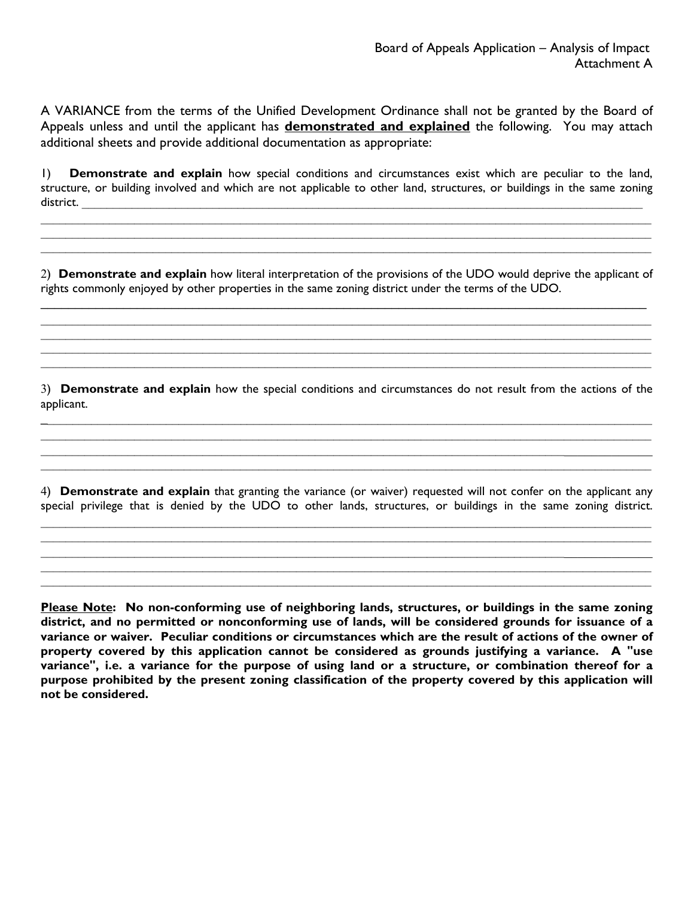Board of Appeals Application – Analysis of Impact
Attachment A

A VARIANCE from the terms of the Unified Development Ordinance shall not be granted by the Board of Appeals unless and until the applicant has **demonstrated and explained** the following. You may attach additional sheets and provide additional documentation as appropriate:

1) **Demonstrate and explain** how special conditions and circumstances exist which are peculiar to the land, structure, or building involved and which are not applicable to other land, structures, or buildings in the same zoning district. ______________________________________________________________________________

______________________________________________________________________________

______________________________________________________________________________

______________________________________________________________________________

2) **Demonstrate and explain** how literal interpretation of the provisions of the UDO would deprive the applicant of rights commonly enjoyed by other properties in the same zoning district under the terms of the UDO.

______________________________________________________________________________

______________________________________________________________________________

______________________________________________________________________________

______________________________________________________________________________

______________________________________________________________________________

3) **Demonstrate and explain** how the special conditions and circumstances do not result from the actions of the applicant.

______________________________________________________________________________

______________________________________________________________________________

______________________________________________________________________________

______________________________________________________________________________

4) **Demonstrate and explain** that granting the variance (or waiver) requested will not confer on the applicant any special privilege that is denied by the UDO to other lands, structures, or buildings in the same zoning district.

______________________________________________________________________________

______________________________________________________________________________

______________________________________________________________________________

______________________________________________________________________________

______________________________________________________________________________

**Please Note: No non-conforming use of neighboring lands, structures, or buildings in the same zoning district, and no permitted or nonconforming use of lands, will be considered grounds for issuance of a variance or waiver. Peculiar conditions or circumstances which are the result of actions of the owner of property covered by this application cannot be considered as grounds justifying a variance. A "use variance", i.e. a variance for the purpose of using land or a structure, or combination thereof for a purpose prohibited by the present zoning classification of the property covered by this application will not be considered.**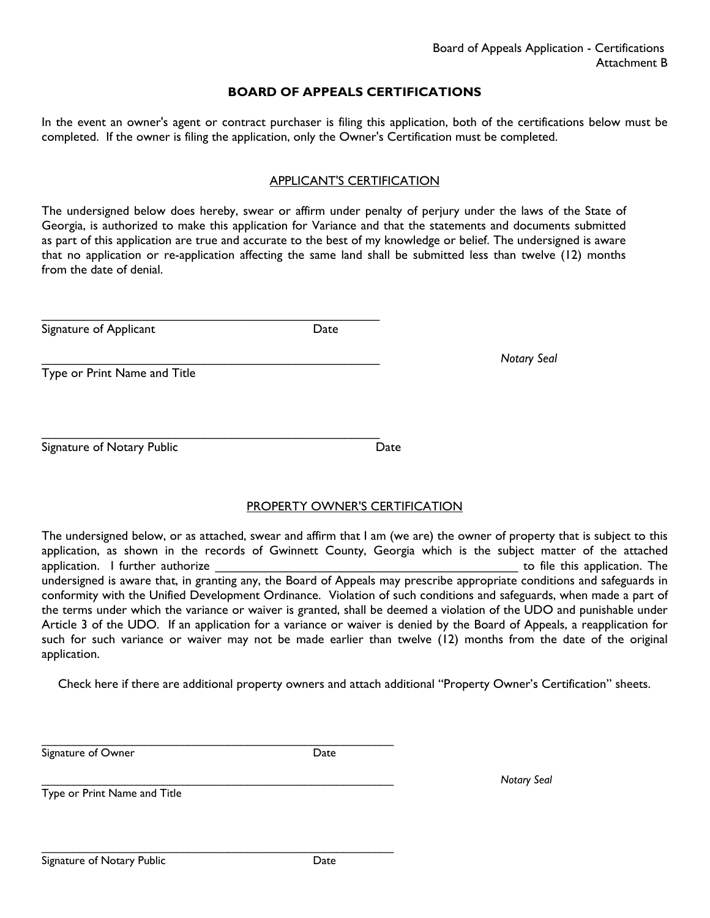Board of Appeals Application - Certifications
Attachment B

## BOARD OF APPEALS CERTIFICATIONS

In the event an owner's agent or contract purchaser is filing this application, both of the certifications below must be completed. If the owner is filing the application, only the Owner's Certification must be completed.

### APPLICANT'S CERTIFICATION

The undersigned below does hereby, swear or affirm under penalty of perjury under the laws of the State of Georgia, is authorized to make this application for Variance and that the statements and documents submitted as part of this application are true and accurate to the best of my knowledge or belief. The undersigned is aware that no application or re-application affecting the same land shall be submitted less than twelve (12) months from the date of denial.

______________________________________________________
Signature of Applicant Date

______________________________________________________ *Notary Seal*
Type or Print Name and Title

______________________________________________________
Signature of Notary Public Date

### PROPERTY OWNER'S CERTIFICATION

The undersigned below, or as attached, swear and affirm that I am (we are) the owner of property that is subject to this application, as shown in the records of Gwinnett County, Georgia which is the subject matter of the attached application. I further authorize ______________________________________________ to file this application. The undersigned is aware that, in granting any, the Board of Appeals may prescribe appropriate conditions and safeguards in conformity with the Unified Development Ordinance. Violation of such conditions and safeguards, when made a part of the terms under which the variance or waiver is granted, shall be deemed a violation of the UDO and punishable under Article 3 of the UDO. If an application for a variance or waiver is denied by the Board of Appeals, a reapplication for such for such variance or waiver may not be made earlier than twelve (12) months from the date of the original application.

Check here if there are additional property owners and attach additional "Property Owner's Certification" sheets.

______________________________________________________
Signature of Owner Date

______________________________________________________ *Notary Seal*
Type or Print Name and Title

______________________________________________________
Signature of Notary Public Date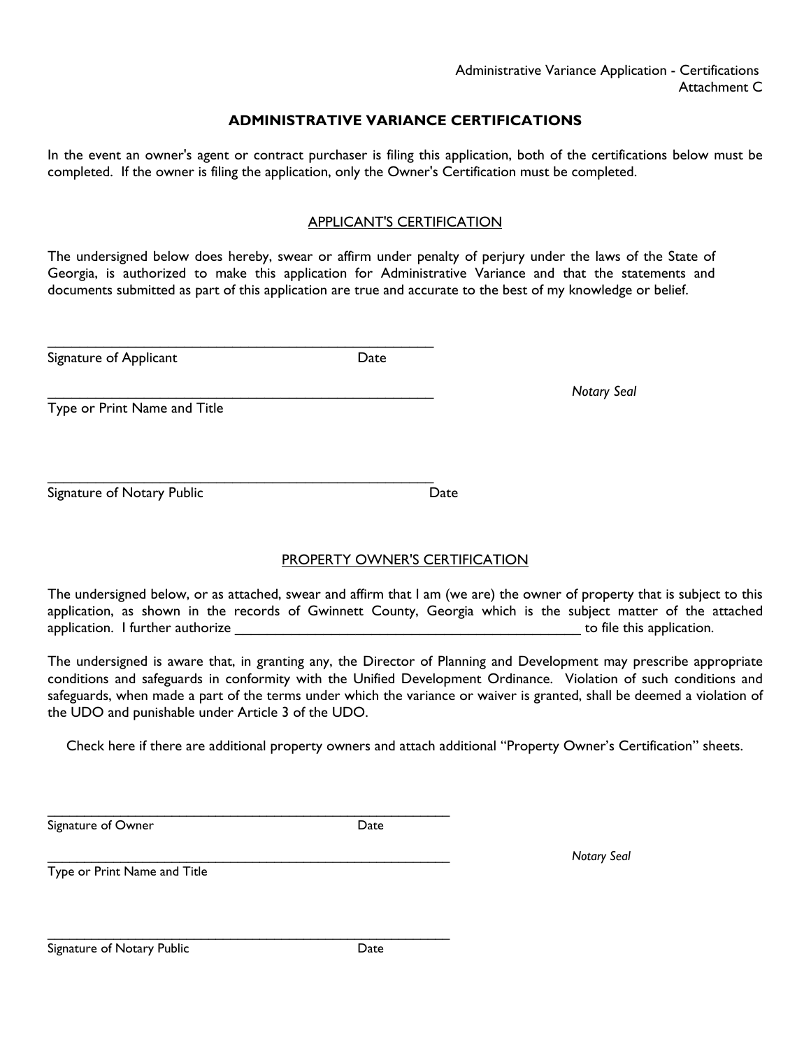Administrative Variance Application - Certifications
Attachment C

# ADMINISTRATIVE VARIANCE CERTIFICATIONS

In the event an owner's agent or contract purchaser is filing this application, both of the certifications below must be completed. If the owner is filing the application, only the Owner's Certification must be completed.

## APPLICANT'S CERTIFICATION

The undersigned below does hereby, swear or affirm under penalty of perjury under the laws of the State of Georgia, is authorized to make this application for Administrative Variance and that the statements and documents submitted as part of this application are true and accurate to the best of my knowledge or belief.

_____________________________________________________
Signature of Applicant Date

_____________________________________________________ *Notary Seal*
Type or Print Name and Title

_____________________________________________________
Signature of Notary Public Date

## PROPERTY OWNER'S CERTIFICATION

The undersigned below, or as attached, swear and affirm that I am (we are) the owner of property that is subject to this application, as shown in the records of Gwinnett County, Georgia which is the subject matter of the attached application. I further authorize _______________________________________________ to file this application.

The undersigned is aware that, in granting any, the Director of Planning and Development may prescribe appropriate conditions and safeguards in conformity with the Unified Development Ordinance. Violation of such conditions and safeguards, when made a part of the terms under which the variance or waiver is granted, shall be deemed a violation of the UDO and punishable under Article 3 of the UDO.

Check here if there are additional property owners and attach additional "Property Owner's Certification" sheets.

_____________________________________________________
Signature of Owner Date

_____________________________________________________ *Notary Seal*
Type or Print Name and Title

_____________________________________________________
Signature of Notary Public Date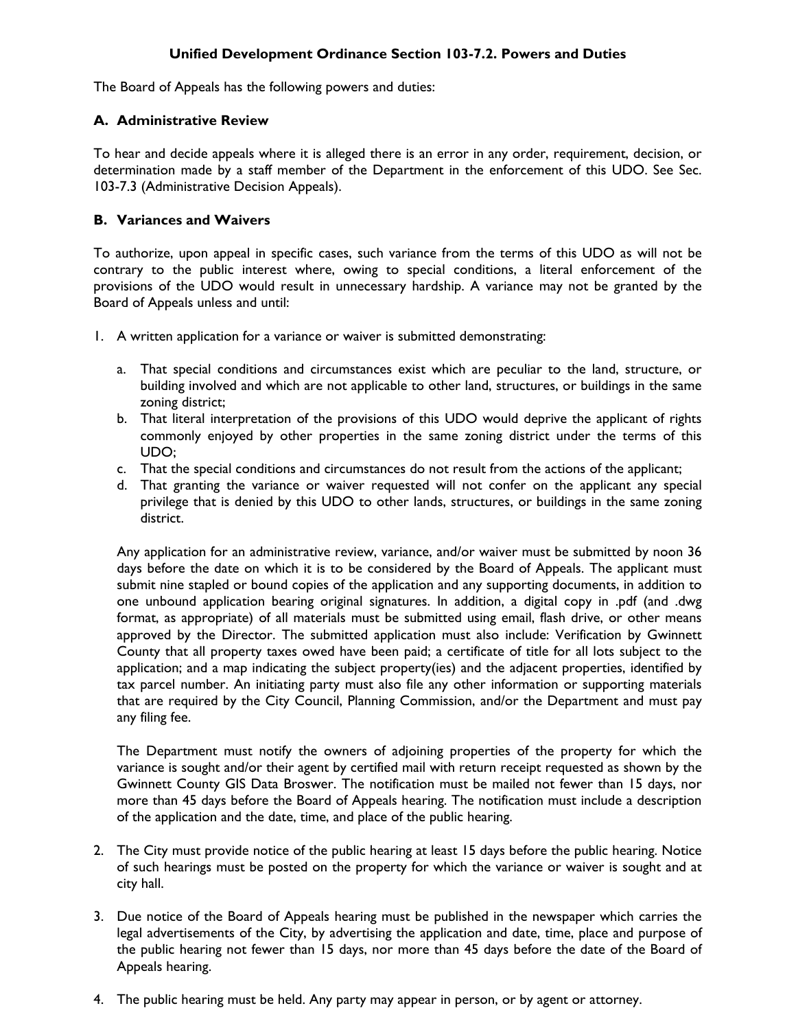**Unified Development Ordinance Section 103-7.2. Powers and Duties**

The Board of Appeals has the following powers and duties:

**A. Administrative Review**

To hear and decide appeals where it is alleged there is an error in any order, requirement, decision, or determination made by a staff member of the Department in the enforcement of this UDO. See Sec. 103-7.3 (Administrative Decision Appeals).

**B. Variances and Waivers**

To authorize, upon appeal in specific cases, such variance from the terms of this UDO as will not be contrary to the public interest where, owing to special conditions, a literal enforcement of the provisions of the UDO would result in unnecessary hardship. A variance may not be granted by the Board of Appeals unless and until:

1. A written application for a variance or waiver is submitted demonstrating:

   a. That special conditions and circumstances exist which are peculiar to the land, structure, or building involved and which are not applicable to other land, structures, or buildings in the same zoning district;

   b. That literal interpretation of the provisions of this UDO would deprive the applicant of rights commonly enjoyed by other properties in the same zoning district under the terms of this UDO;

   c. That the special conditions and circumstances do not result from the actions of the applicant;

   d. That granting the variance or waiver requested will not confer on the applicant any special privilege that is denied by this UDO to other lands, structures, or buildings in the same zoning district.

   Any application for an administrative review, variance, and/or waiver must be submitted by noon 36 days before the date on which it is to be considered by the Board of Appeals. The applicant must submit nine stapled or bound copies of the application and any supporting documents, in addition to one unbound application bearing original signatures. In addition, a digital copy in .pdf (and .dwg format, as appropriate) of all materials must be submitted using email, flash drive, or other means approved by the Director. The submitted application must also include: Verification by Gwinnett County that all property taxes owed have been paid; a certificate of title for all lots subject to the application; and a map indicating the subject property(ies) and the adjacent properties, identified by tax parcel number. An initiating party must also file any other information or supporting materials that are required by the City Council, Planning Commission, and/or the Department and must pay any filing fee.

   The Department must notify the owners of adjoining properties of the property for which the variance is sought and/or their agent by certified mail with return receipt requested as shown by the Gwinnett County GIS Data Broswer. The notification must be mailed not fewer than 15 days, nor more than 45 days before the Board of Appeals hearing. The notification must include a description of the application and the date, time, and place of the public hearing.

2. The City must provide notice of the public hearing at least 15 days before the public hearing. Notice of such hearings must be posted on the property for which the variance or waiver is sought and at city hall.

3. Due notice of the Board of Appeals hearing must be published in the newspaper which carries the legal advertisements of the City, by advertising the application and date, time, place and purpose of the public hearing not fewer than 15 days, nor more than 45 days before the date of the Board of Appeals hearing.

4. The public hearing must be held. Any party may appear in person, or by agent or attorney.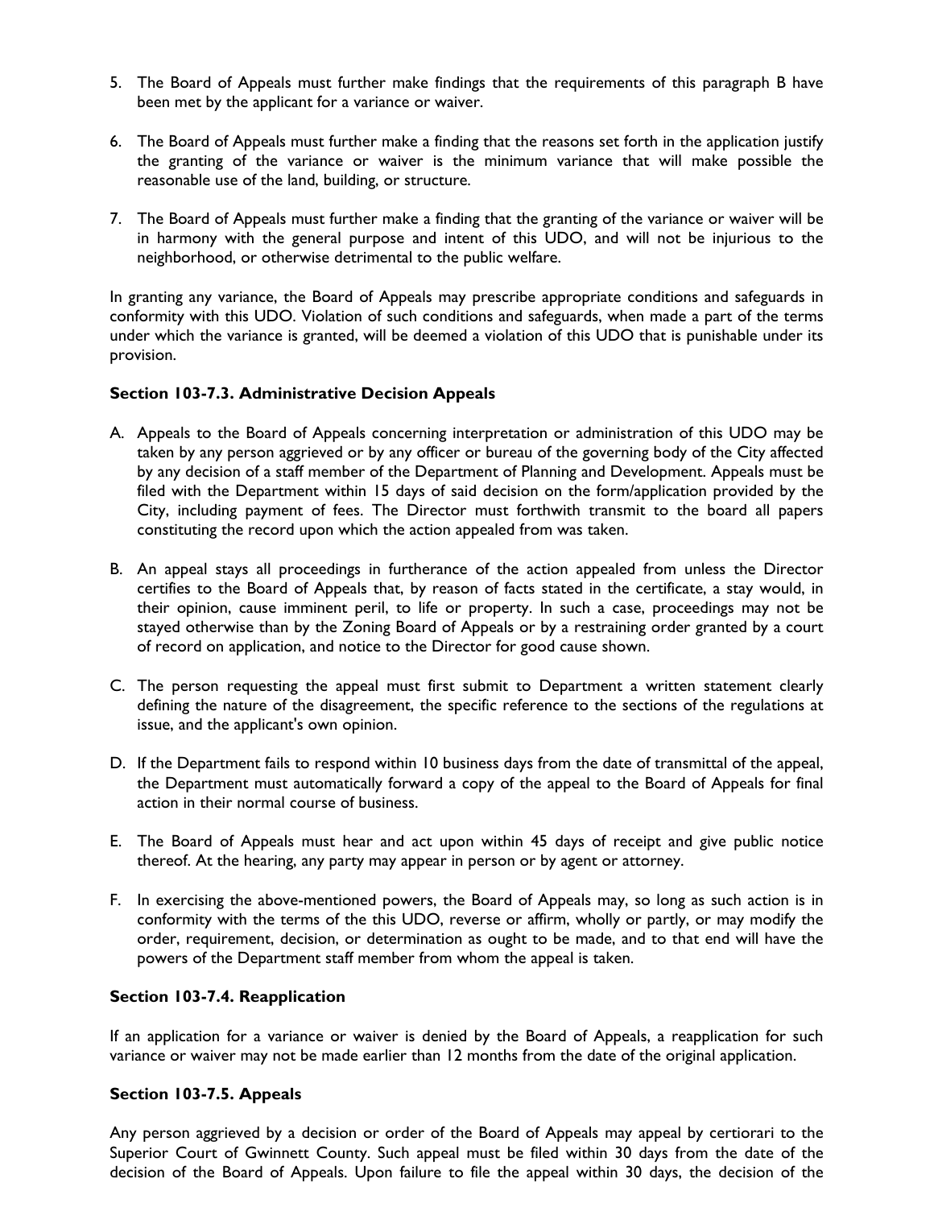5. The Board of Appeals must further make findings that the requirements of this paragraph B have been met by the applicant for a variance or waiver.

6. The Board of Appeals must further make a finding that the reasons set forth in the application justify the granting of the variance or waiver is the minimum variance that will make possible the reasonable use of the land, building, or structure.

7. The Board of Appeals must further make a finding that the granting of the variance or waiver will be in harmony with the general purpose and intent of this UDO, and will not be injurious to the neighborhood, or otherwise detrimental to the public welfare.

In granting any variance, the Board of Appeals may prescribe appropriate conditions and safeguards in conformity with this UDO. Violation of such conditions and safeguards, when made a part of the terms under which the variance is granted, will be deemed a violation of this UDO that is punishable under its provision.

### Section 103-7.3. Administrative Decision Appeals

A. Appeals to the Board of Appeals concerning interpretation or administration of this UDO may be taken by any person aggrieved or by any officer or bureau of the governing body of the City affected by any decision of a staff member of the Department of Planning and Development. Appeals must be filed with the Department within 15 days of said decision on the form/application provided by the City, including payment of fees. The Director must forthwith transmit to the board all papers constituting the record upon which the action appealed from was taken.

B. An appeal stays all proceedings in furtherance of the action appealed from unless the Director certifies to the Board of Appeals that, by reason of facts stated in the certificate, a stay would, in their opinion, cause imminent peril, to life or property. In such a case, proceedings may not be stayed otherwise than by the Zoning Board of Appeals or by a restraining order granted by a court of record on application, and notice to the Director for good cause shown.

C. The person requesting the appeal must first submit to Department a written statement clearly defining the nature of the disagreement, the specific reference to the sections of the regulations at issue, and the applicant's own opinion.

D. If the Department fails to respond within 10 business days from the date of transmittal of the appeal, the Department must automatically forward a copy of the appeal to the Board of Appeals for final action in their normal course of business.

E. The Board of Appeals must hear and act upon within 45 days of receipt and give public notice thereof. At the hearing, any party may appear in person or by agent or attorney.

F. In exercising the above-mentioned powers, the Board of Appeals may, so long as such action is in conformity with the terms of the this UDO, reverse or affirm, wholly or partly, or may modify the order, requirement, decision, or determination as ought to be made, and to that end will have the powers of the Department staff member from whom the appeal is taken.

### Section 103-7.4. Reapplication

If an application for a variance or waiver is denied by the Board of Appeals, a reapplication for such variance or waiver may not be made earlier than 12 months from the date of the original application.

### Section 103-7.5. Appeals

Any person aggrieved by a decision or order of the Board of Appeals may appeal by certiorari to the Superior Court of Gwinnett County. Such appeal must be filed within 30 days from the date of the decision of the Board of Appeals. Upon failure to file the appeal within 30 days, the decision of the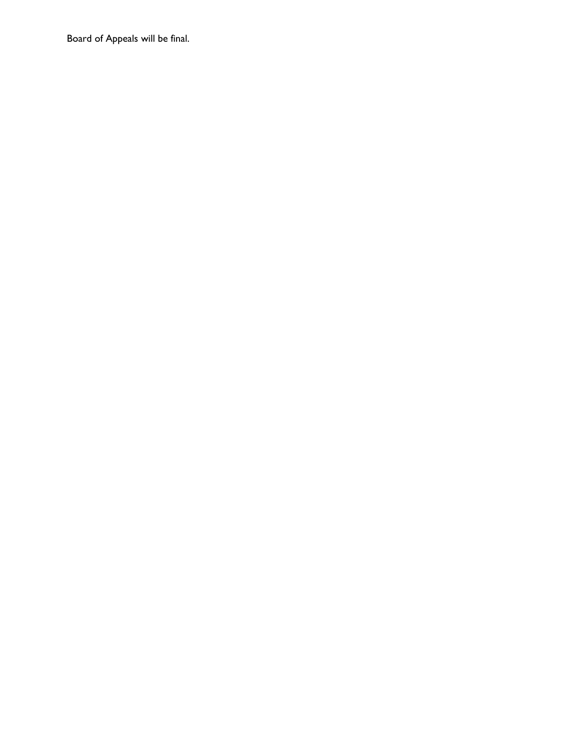Board of Appeals will be final.